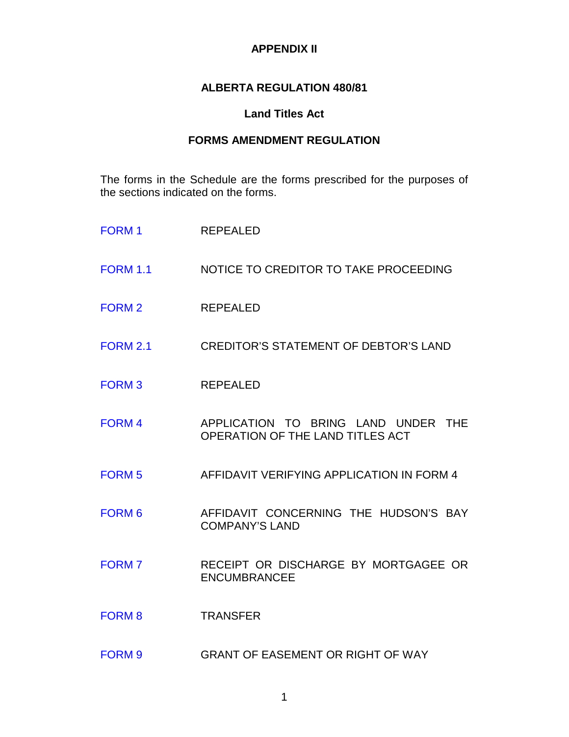# APPENDIX II

## ALBERTA REGULATION 480/81

### Land Titles Act

### FORMS AMENDMENT REGULATION

The forms in the Schedule are the forms prescribed for the purposes of the sections indicated on the forms.

| | |
|---|---|
| FORM 1 | REPEALED |
| FORM 1.1 | NOTICE TO CREDITOR TO TAKE PROCEEDING |
| FORM 2 | REPEALED |
| FORM 2.1 | CREDITOR'S STATEMENT OF DEBTOR'S LAND |
| FORM 3 | REPEALED |
| FORM 4 | APPLICATION TO BRING LAND UNDER THE OPERATION OF THE LAND TITLES ACT |
| FORM 5 | AFFIDAVIT VERIFYING APPLICATION IN FORM 4 |
| FORM 6 | AFFIDAVIT CONCERNING THE HUDSON'S BAY COMPANY'S LAND |
| FORM 7 | RECEIPT OR DISCHARGE BY MORTGAGEE OR ENCUMBRANCEE |
| FORM 8 | TRANSFER |
| FORM 9 | GRANT OF EASEMENT OR RIGHT OF WAY |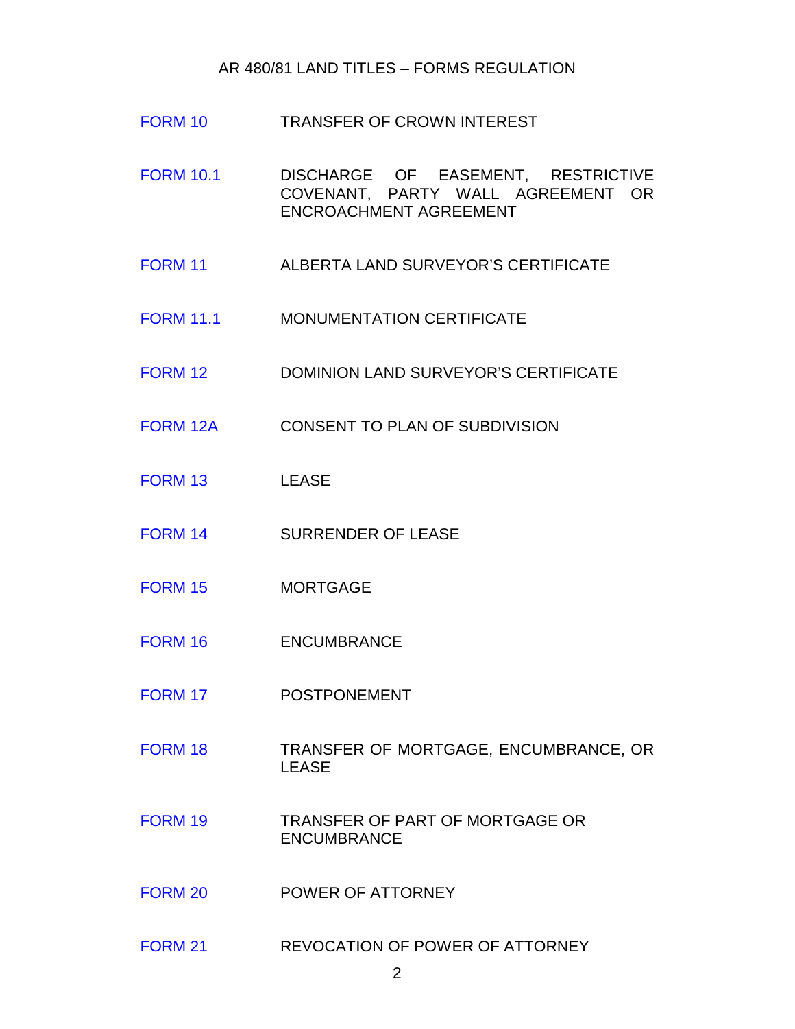| | |
|---|---|
| FORM 10 | TRANSFER OF CROWN INTEREST |
| FORM 10.1 | DISCHARGE OF EASEMENT, RESTRICTIVE COVENANT, PARTY WALL AGREEMENT OR ENCROACHMENT AGREEMENT |
| FORM 11 | ALBERTA LAND SURVEYOR'S CERTIFICATE |
| FORM 11.1 | MONUMENTATION CERTIFICATE |
| FORM 12 | DOMINION LAND SURVEYOR'S CERTIFICATE |
| FORM 12A | CONSENT TO PLAN OF SUBDIVISION |
| FORM 13 | LEASE |
| FORM 14 | SURRENDER OF LEASE |
| FORM 15 | MORTGAGE |
| FORM 16 | ENCUMBRANCE |
| FORM 17 | POSTPONEMENT |
| FORM 18 | TRANSFER OF MORTGAGE, ENCUMBRANCE, OR LEASE |
| FORM 19 | TRANSFER OF PART OF MORTGAGE OR ENCUMBRANCE |
| FORM 20 | POWER OF ATTORNEY |
| FORM 21 | REVOCATION OF POWER OF ATTORNEY |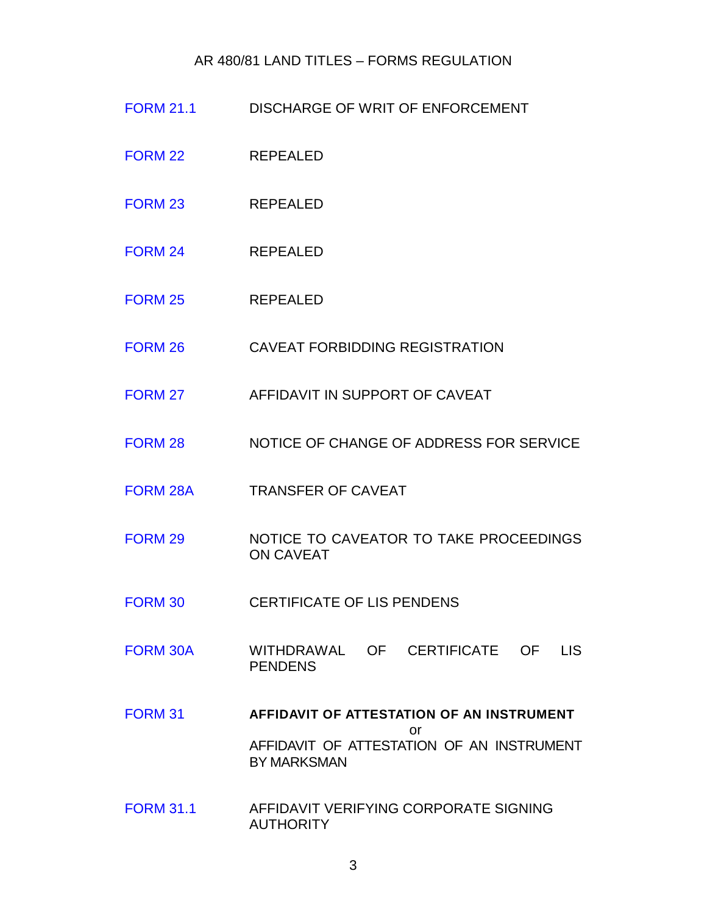| | |
|---|---|
| FORM 21.1 | DISCHARGE OF WRIT OF ENFORCEMENT |
| FORM 22 | REPEALED |
| FORM 23 | REPEALED |
| FORM 24 | REPEALED |
| FORM 25 | REPEALED |
| FORM 26 | CAVEAT FORBIDDING REGISTRATION |
| FORM 27 | AFFIDAVIT IN SUPPORT OF CAVEAT |
| FORM 28 | NOTICE OF CHANGE OF ADDRESS FOR SERVICE |
| FORM 28A | TRANSFER OF CAVEAT |
| FORM 29 | NOTICE TO CAVEATOR TO TAKE PROCEEDINGS ON CAVEAT |
| FORM 30 | CERTIFICATE OF LIS PENDENS |
| FORM 30A | WITHDRAWAL OF CERTIFICATE OF LIS PENDENS |
| FORM 31 | **AFFIDAVIT OF ATTESTATION OF AN INSTRUMENT** or AFFIDAVIT OF ATTESTATION OF AN INSTRUMENT BY MARKSMAN |
| FORM 31.1 | AFFIDAVIT VERIFYING CORPORATE SIGNING AUTHORITY |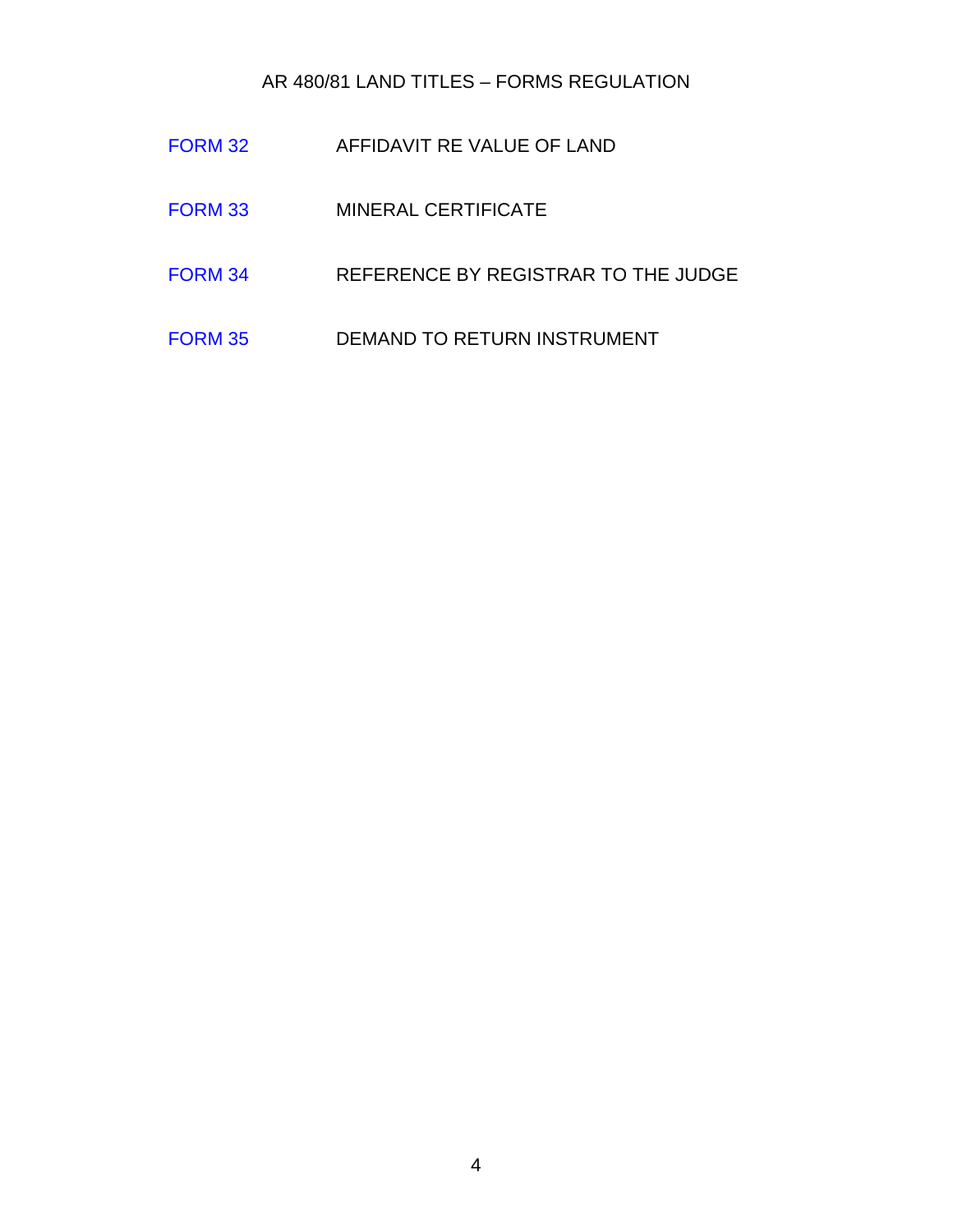| | |
|---|---|
| FORM 32 | AFFIDAVIT RE VALUE OF LAND |
| FORM 33 | MINERAL CERTIFICATE |
| FORM 34 | REFERENCE BY REGISTRAR TO THE JUDGE |
| FORM 35 | DEMAND TO RETURN INSTRUMENT |